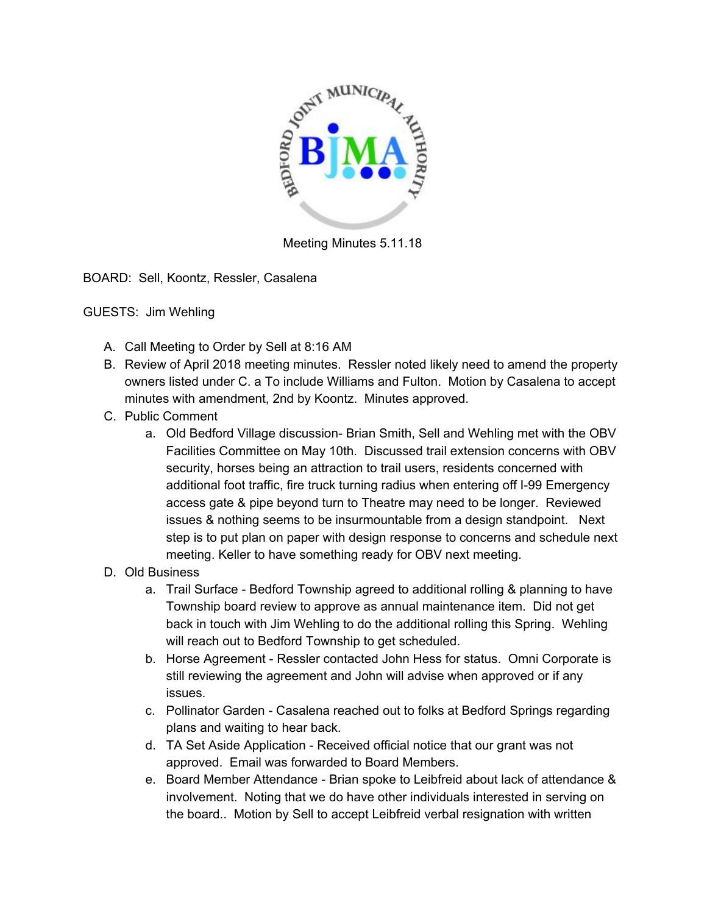Meeting Minutes 5.11.18

BOARD: Sell, Koontz, Ressler, Casalena

GUESTS: Jim Wehling

A. Call Meeting to Order by Sell at 8:16 AM
B. Review of April 2018 meeting minutes. Ressler noted likely need to amend the property owners listed under C. a To include Williams and Fulton. Motion by Casalena to accept minutes with amendment, 2nd by Koontz. Minutes approved.
C. Public Comment
   a. Old Bedford Village discussion- Brian Smith, Sell and Wehling met with the OBV Facilities Committee on May 10th. Discussed trail extension concerns with OBV security, horses being an attraction to trail users, residents concerned with additional foot traffic, fire truck turning radius when entering off I-99 Emergency access gate & pipe beyond turn to Theatre may need to be longer. Reviewed issues & nothing seems to be insurmountable from a design standpoint. Next step is to put plan on paper with design response to concerns and schedule next meeting. Keller to have something ready for OBV next meeting.
D. Old Business
   a. Trail Surface - Bedford Township agreed to additional rolling & planning to have Township board review to approve as annual maintenance item. Did not get back in touch with Jim Wehling to do the additional rolling this Spring. Wehling will reach out to Bedford Township to get scheduled.
   b. Horse Agreement - Ressler contacted John Hess for status. Omni Corporate is still reviewing the agreement and John will advise when approved or if any issues.
   c. Pollinator Garden - Casalena reached out to folks at Bedford Springs regarding plans and waiting to hear back.
   d. TA Set Aside Application - Received official notice that our grant was not approved. Email was forwarded to Board Members.
   e. Board Member Attendance - Brian spoke to Leibfreid about lack of attendance & involvement. Noting that we do have other individuals interested in serving on the board.. Motion by Sell to accept Leibfreid verbal resignation with written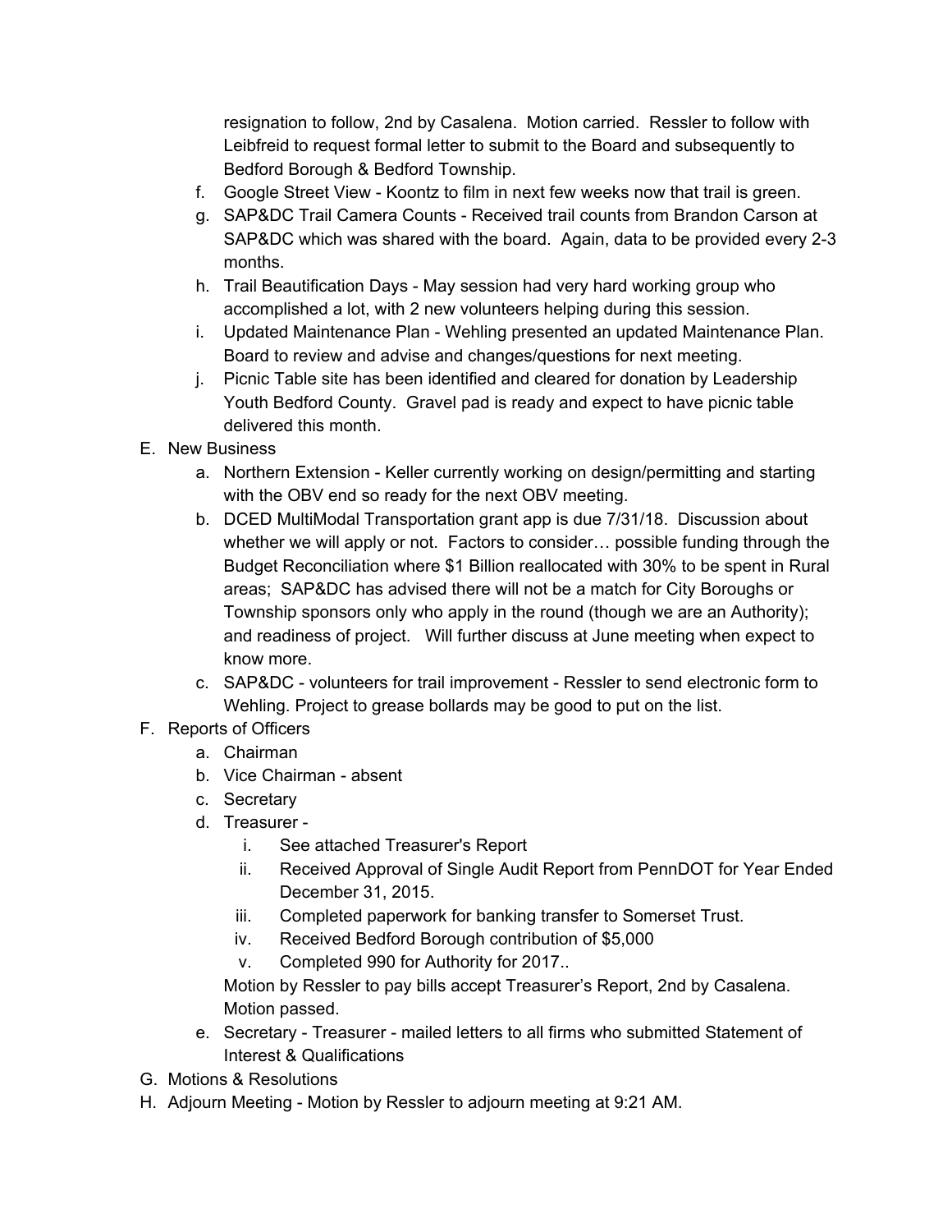resignation to follow, 2nd by Casalena. Motion carried. Ressler to follow with Leibfreid to request formal letter to submit to the Board and subsequently to Bedford Borough & Bedford Township.

f. Google Street View - Koontz to film in next few weeks now that trail is green.
g. SAP&DC Trail Camera Counts - Received trail counts from Brandon Carson at SAP&DC which was shared with the board. Again, data to be provided every 2-3 months.
h. Trail Beautification Days - May session had very hard working group who accomplished a lot, with 2 new volunteers helping during this session.
i. Updated Maintenance Plan - Wehling presented an updated Maintenance Plan. Board to review and advise and changes/questions for next meeting.
j. Picnic Table site has been identified and cleared for donation by Leadership Youth Bedford County. Gravel pad is ready and expect to have picnic table delivered this month.

E. New Business
   a. Northern Extension - Keller currently working on design/permitting and starting with the OBV end so ready for the next OBV meeting.
   b. DCED MultiModal Transportation grant app is due 7/31/18. Discussion about whether we will apply or not. Factors to consider… possible funding through the Budget Reconciliation where $1 Billion reallocated with 30% to be spent in Rural areas; SAP&DC has advised there will not be a match for City Boroughs or Township sponsors only who apply in the round (though we are an Authority); and readiness of project. Will further discuss at June meeting when expect to know more.
   c. SAP&DC - volunteers for trail improvement - Ressler to send electronic form to Wehling. Project to grease bollards may be good to put on the list.

F. Reports of Officers
   a. Chairman
   b. Vice Chairman - absent
   c. Secretary
   d. Treasurer -
      i. See attached Treasurer's Report
      ii. Received Approval of Single Audit Report from PennDOT for Year Ended December 31, 2015.
      iii. Completed paperwork for banking transfer to Somerset Trust.
      iv. Received Bedford Borough contribution of $5,000
      v. Completed 990 for Authority for 2017..

      Motion by Ressler to pay bills accept Treasurer's Report, 2nd by Casalena. Motion passed.
   e. Secretary - Treasurer - mailed letters to all firms who submitted Statement of Interest & Qualifications

G. Motions & Resolutions

H. Adjourn Meeting - Motion by Ressler to adjourn meeting at 9:21 AM.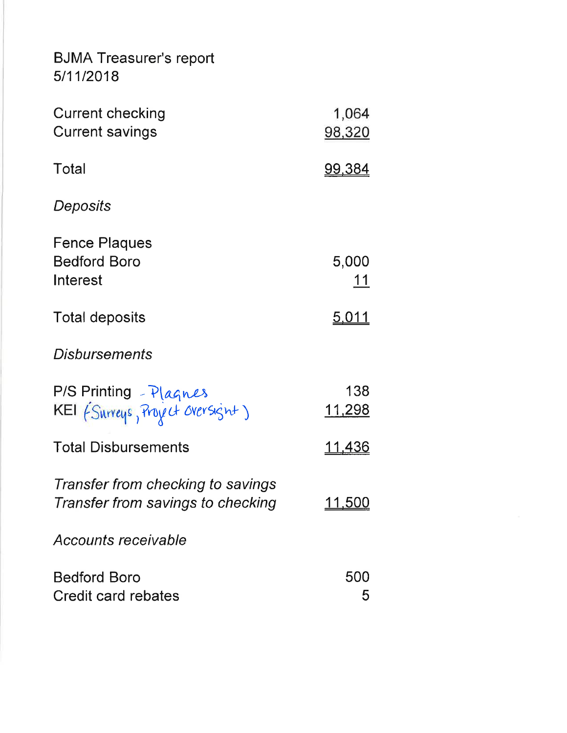BJMA Treasurer's report
5/11/2018

| | |
|---|---|
| Current checking | 1,064 |
| Current savings | 98,320 |
| | |
| Total | 99,384 |
| | |
| *Deposits* | |
| | |
| Fence Plaques | |
| Bedford Boro | 5,000 |
| Interest | 11 |
| | |
| Total deposits | 5,011 |
| | |
| *Disbursements* | |
| | |
| P/S Printing - Plaques | 138 |
| KEI (Surveys, Project oversight) | 11,298 |
| | |
| Total Disbursements | 11,436 |
| | |
| *Transfer from checking to savings* | |
| *Transfer from savings to checking* | 11,500 |
| | |
| *Accounts receivable* | |
| | |
| Bedford Boro | 500 |
| Credit card rebates | 5 |